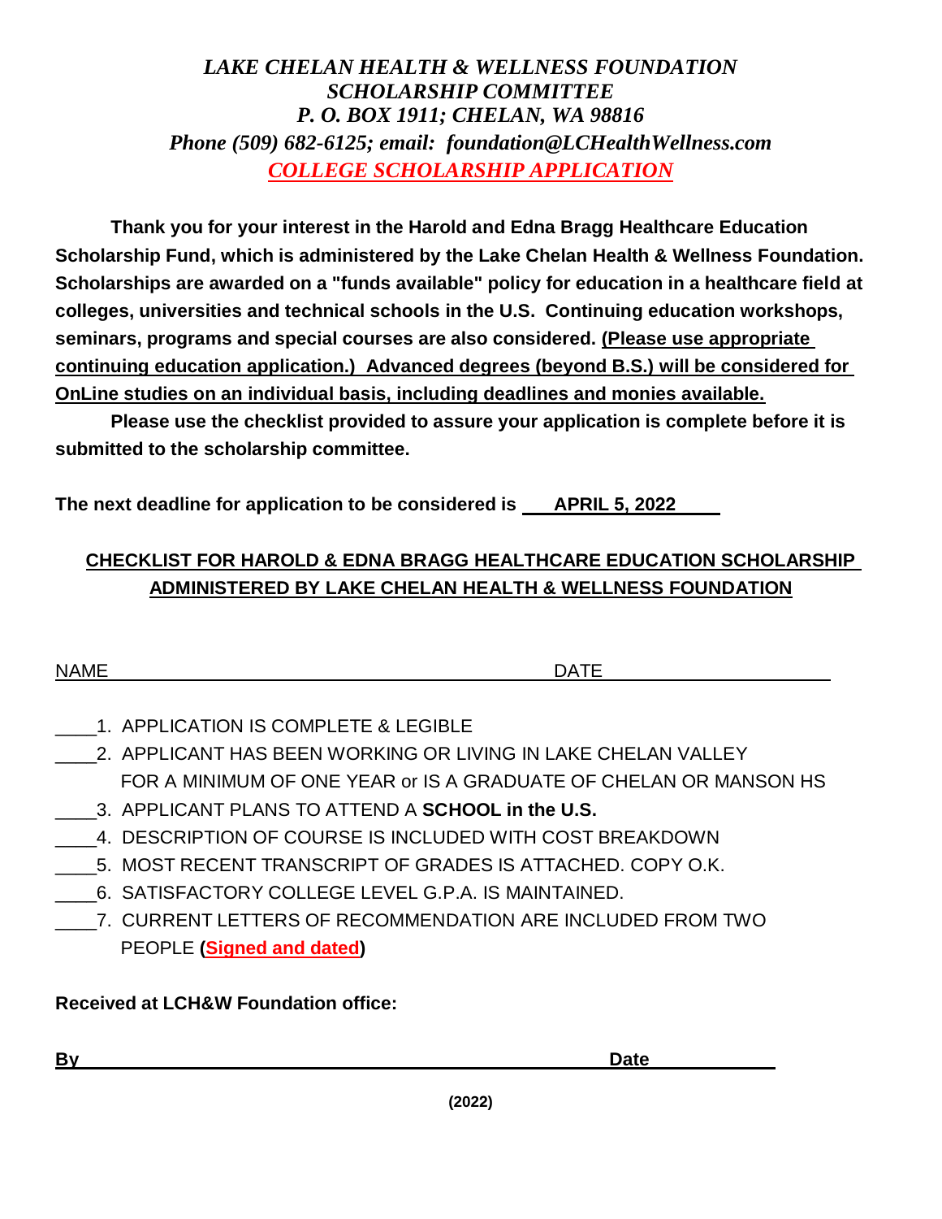*LAKE CHELAN HEALTH & WELLNESS FOUNDATION*
*SCHOLARSHIP COMMITTEE*
*P. O. BOX 1911; CHELAN, WA 98816*
*Phone (509) 682-6125; email: foundation@LCHealthWellness.com*

# *COLLEGE SCHOLARSHIP APPLICATION*

**Thank you for your interest in the Harold and Edna Bragg Healthcare Education Scholarship Fund, which is administered by the Lake Chelan Health & Wellness Foundation. Scholarships are awarded on a "funds available" policy for education in a healthcare field at colleges, universities and technical schools in the U.S. Continuing education workshops, seminars, programs and special courses are also considered. (Please use appropriate continuing education application.) Advanced degrees (beyond B.S.) will be considered for OnLine studies on an individual basis, including deadlines and monies available.**

**Please use the checklist provided to assure your application is complete before it is submitted to the scholarship committee.**

**The next deadline for application to be considered is \_\_\_APRIL 5, 2022\_\_\_\_\_**

## CHECKLIST FOR HAROLD & EDNA BRAGG HEALTHCARE EDUCATION SCHOLARSHIP ADMINISTERED BY LAKE CHELAN HEALTH & WELLNESS FOUNDATION

NAME \_\_\_\_\_\_\_\_\_\_\_\_\_\_\_\_\_\_\_\_\_\_\_\_\_\_\_\_\_\_\_\_\_\_\_\_\_\_\_\_ DATE \_\_\_\_\_\_\_\_\_\_\_\_\_\_\_\_\_\_\_\_

\_\_\_\_1. APPLICATION IS COMPLETE & LEGIBLE

\_\_\_\_2. APPLICANT HAS BEEN WORKING OR LIVING IN LAKE CHELAN VALLEY FOR A MINIMUM OF ONE YEAR or IS A GRADUATE OF CHELAN OR MANSON HS

\_\_\_\_3. APPLICANT PLANS TO ATTEND A **SCHOOL in the U.S.**

\_\_\_\_4. DESCRIPTION OF COURSE IS INCLUDED WITH COST BREAKDOWN

\_\_\_\_5. MOST RECENT TRANSCRIPT OF GRADES IS ATTACHED. COPY O.K.

\_\_\_\_6. SATISFACTORY COLLEGE LEVEL G.P.A. IS MAINTAINED.

\_\_\_\_7. CURRENT LETTERS OF RECOMMENDATION ARE INCLUDED FROM TWO PEOPLE **(Signed and dated)**

**Received at LCH&W Foundation office:**

**By** \_\_\_\_\_\_\_\_\_\_\_\_\_\_\_\_\_\_\_\_\_\_\_\_\_\_\_\_\_\_\_\_\_\_\_\_\_\_\_\_\_\_\_\_ **Date** \_\_\_\_\_\_\_\_\_\_\_\_

**(2022)**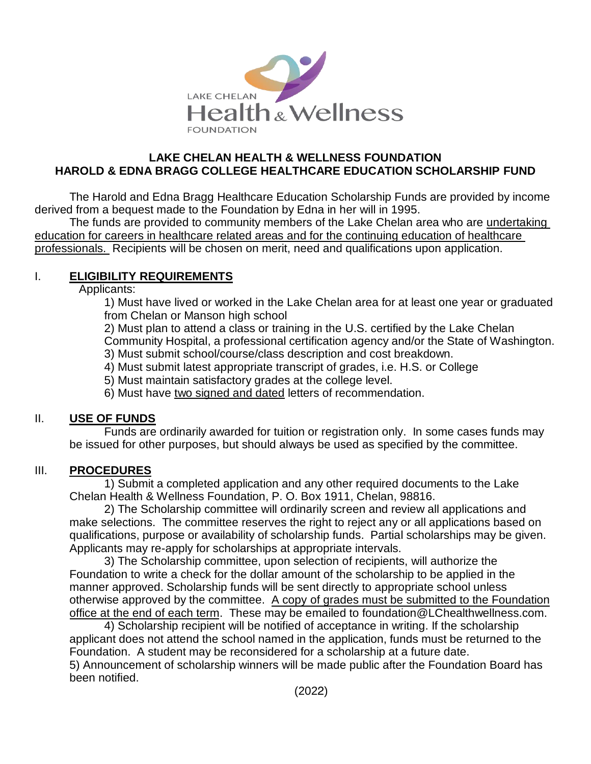LAKE CHELAN Health & Wellness FOUNDATION

**LAKE CHELAN HEALTH & WELLNESS FOUNDATION**
**HAROLD & EDNA BRAGG COLLEGE HEALTHCARE EDUCATION SCHOLARSHIP FUND**

The Harold and Edna Bragg Healthcare Education Scholarship Funds are provided by income derived from a bequest made to the Foundation by Edna in her will in 1995.

The funds are provided to community members of the Lake Chelan area who are undertaking education for careers in healthcare related areas and for the continuing education of healthcare professionals. Recipients will be chosen on merit, need and qualifications upon application.

## I. ELIGIBILITY REQUIREMENTS

Applicants:

1) Must have lived or worked in the Lake Chelan area for at least one year or graduated from Chelan or Manson high school
2) Must plan to attend a class or training in the U.S. certified by the Lake Chelan Community Hospital, a professional certification agency and/or the State of Washington.
3) Must submit school/course/class description and cost breakdown.
4) Must submit latest appropriate transcript of grades, i.e. H.S. or College
5) Must maintain satisfactory grades at the college level.
6) Must have two signed and dated letters of recommendation.

## II. USE OF FUNDS

Funds are ordinarily awarded for tuition or registration only. In some cases funds may be issued for other purposes, but should always be used as specified by the committee.

## III. PROCEDURES

1) Submit a completed application and any other required documents to the Lake Chelan Health & Wellness Foundation, P. O. Box 1911, Chelan, 98816.

2) The Scholarship committee will ordinarily screen and review all applications and make selections. The committee reserves the right to reject any or all applications based on qualifications, purpose or availability of scholarship funds. Partial scholarships may be given. Applicants may re-apply for scholarships at appropriate intervals.

3) The Scholarship committee, upon selection of recipients, will authorize the Foundation to write a check for the dollar amount of the scholarship to be applied in the manner approved. Scholarship funds will be sent directly to appropriate school unless otherwise approved by the committee. A copy of grades must be submitted to the Foundation office at the end of each term. These may be emailed to foundation@LChealthwellness.com.

4) Scholarship recipient will be notified of acceptance in writing. If the scholarship applicant does not attend the school named in the application, funds must be returned to the Foundation. A student may be reconsidered for a scholarship at a future date.

5) Announcement of scholarship winners will be made public after the Foundation Board has been notified.

(2022)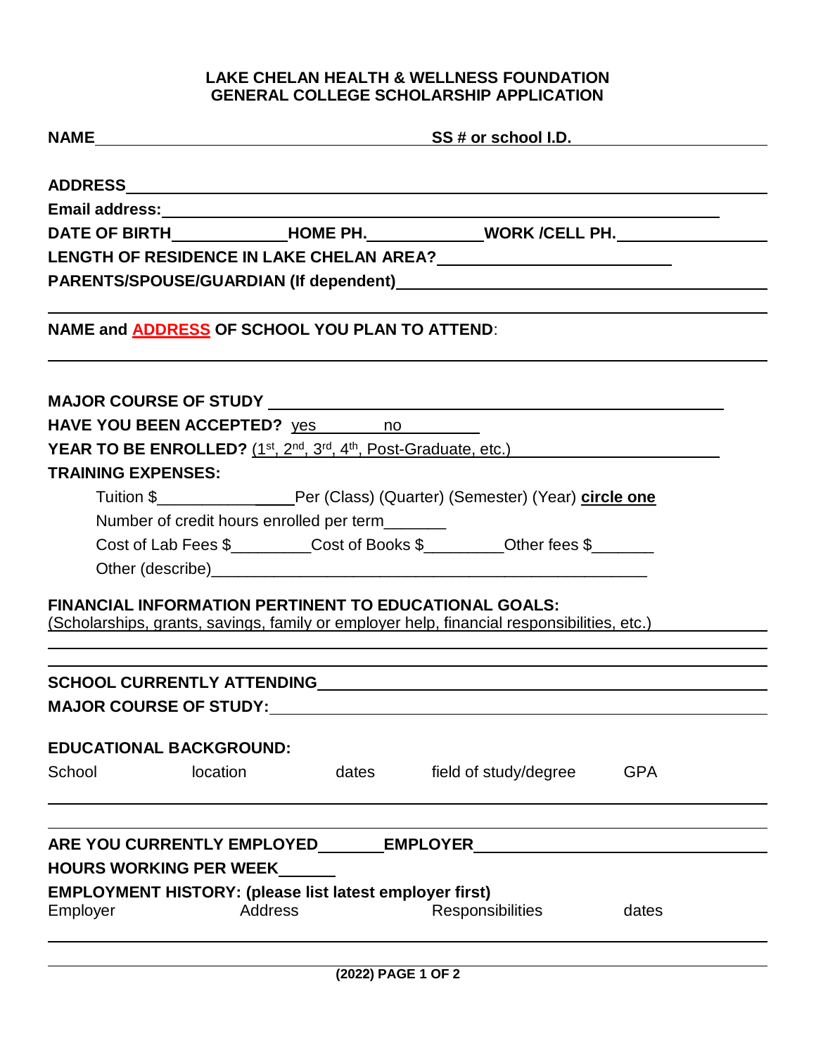**LAKE CHELAN HEALTH & WELLNESS FOUNDATION**
**GENERAL COLLEGE SCHOLARSHIP APPLICATION**

**NAME**\_\_\_\_\_\_\_\_\_\_\_\_\_\_\_\_\_\_\_\_\_\_\_\_\_\_\_\_\_\_\_\_\_\_\_\_\_\_ **SS # or school I.D.**\_\_\_\_\_\_\_\_\_\_\_\_\_\_\_\_\_\_\_\_

**ADDRESS**\_\_\_\_\_\_\_\_\_\_\_\_\_\_\_\_\_\_\_\_\_\_\_\_\_\_\_\_\_\_\_\_\_\_\_\_\_\_\_\_\_\_\_\_\_\_\_\_\_\_\_\_\_\_\_\_\_\_\_\_\_\_\_\_

**Email address:**\_\_\_\_\_\_\_\_\_\_\_\_\_\_\_\_\_\_\_\_\_\_\_\_\_\_\_\_\_\_\_\_\_\_\_\_\_\_\_\_\_\_\_\_\_\_\_\_\_\_\_\_\_\_\_\_

**DATE OF BIRTH**\_\_\_\_\_\_\_\_\_\_\_\_\_ **HOME PH.**\_\_\_\_\_\_\_\_\_\_\_\_\_ **WORK /CELL PH.**\_\_\_\_\_\_\_\_\_\_\_\_\_\_\_\_

**LENGTH OF RESIDENCE IN LAKE CHELAN AREA?**\_\_\_\_\_\_\_\_\_\_\_\_\_\_\_\_\_\_\_\_\_\_\_\_\_

**PARENTS/SPOUSE/GUARDIAN (If dependent)**\_\_\_\_\_\_\_\_\_\_\_\_\_\_\_\_\_\_\_\_\_\_\_\_\_\_\_\_\_\_\_\_\_\_\_\_\_\_\_\_

\_\_\_\_\_\_\_\_\_\_\_\_\_\_\_\_\_\_\_\_\_\_\_\_\_\_\_\_\_\_\_\_\_\_\_\_\_\_\_\_\_\_\_\_\_\_\_\_\_\_\_\_\_\_\_\_\_\_\_\_\_\_\_\_\_\_\_\_\_\_\_\_\_\_

**NAME and ADDRESS OF SCHOOL YOU PLAN TO ATTEND**:

\_\_\_\_\_\_\_\_\_\_\_\_\_\_\_\_\_\_\_\_\_\_\_\_\_\_\_\_\_\_\_\_\_\_\_\_\_\_\_\_\_\_\_\_\_\_\_\_\_\_\_\_\_\_\_\_\_\_\_\_\_\_\_\_\_\_\_\_\_\_\_\_\_\_

**MAJOR COURSE OF STUDY** \_\_\_\_\_\_\_\_\_\_\_\_\_\_\_\_\_\_\_\_\_\_\_\_\_\_\_\_\_\_\_\_\_\_\_\_\_\_\_\_\_\_\_\_\_\_\_\_\_\_\_\_

**HAVE YOU BEEN ACCEPTED?** yes\_\_\_\_\_\_\_ no\_\_\_\_\_\_\_\_\_

**YEAR TO BE ENROLLED?** (1st, 2nd, 3rd, 4th, Post-Graduate, etc.)\_\_\_\_\_\_\_\_\_\_\_\_\_\_\_\_\_\_\_\_\_\_

**TRAINING EXPENSES:**

Tuition $\_\_\_\_\_\_\_\_\_\_\_\_\_\_\_\_\_Per (Class) (Quarter) (Semester) (Year) **circle one**

Number of credit hours enrolled per term\_\_\_\_\_\_\_

Cost of Lab Fees $\_\_\_\_\_\_\_\_\_Cost of Books $\_\_\_\_\_\_\_\_\_Other fees $\_\_\_\_\_\_\_

Other (describe)\_\_\_\_\_\_\_\_\_\_\_\_\_\_\_\_\_\_\_\_\_\_\_\_\_\_\_\_\_\_\_\_\_\_\_\_\_\_\_\_\_\_\_\_\_\_\_\_\_\_\_\_

**FINANCIAL INFORMATION PERTINENT TO EDUCATIONAL GOALS:**
(Scholarships, grants, savings, family or employer help, financial responsibilities, etc.)

\_\_\_\_\_\_\_\_\_\_\_\_\_\_\_\_\_\_\_\_\_\_\_\_\_\_\_\_\_\_\_\_\_\_\_\_\_\_\_\_\_\_\_\_\_\_\_\_\_\_\_\_\_\_\_\_\_\_\_\_\_\_\_\_\_\_\_\_\_\_\_\_\_\_

\_\_\_\_\_\_\_\_\_\_\_\_\_\_\_\_\_\_\_\_\_\_\_\_\_\_\_\_\_\_\_\_\_\_\_\_\_\_\_\_\_\_\_\_\_\_\_\_\_\_\_\_\_\_\_\_\_\_\_\_\_\_\_\_\_\_\_\_\_\_\_\_\_\_

**SCHOOL CURRENTLY ATTENDING**\_\_\_\_\_\_\_\_\_\_\_\_\_\_\_\_\_\_\_\_\_\_\_\_\_\_\_\_\_\_\_\_\_\_\_\_\_\_\_\_\_\_\_\_\_\_\_\_

**MAJOR COURSE OF STUDY:**\_\_\_\_\_\_\_\_\_\_\_\_\_\_\_\_\_\_\_\_\_\_\_\_\_\_\_\_\_\_\_\_\_\_\_\_\_\_\_\_\_\_\_\_\_\_\_\_\_\_\_

**EDUCATIONAL BACKGROUND:**

| School | location | dates | field of study/degree | GPA |
|---|---|---|---|---|
| | | | | |
| | | | | |

**ARE YOU CURRENTLY EMPLOYED**\_\_\_\_\_\_\_\_ **EMPLOYER**\_\_\_\_\_\_\_\_\_\_\_\_\_\_\_\_\_\_\_\_\_\_\_\_\_\_\_\_\_\_\_\_\_\_

**HOURS WORKING PER WEEK**\_\_\_\_\_\_

**EMPLOYMENT HISTORY: (please list latest employer first)**

| Employer | Address | Responsibilities | dates |
|---|---|---|---|
| | | | |
| | | | |

**(2022) PAGE 1 OF 2**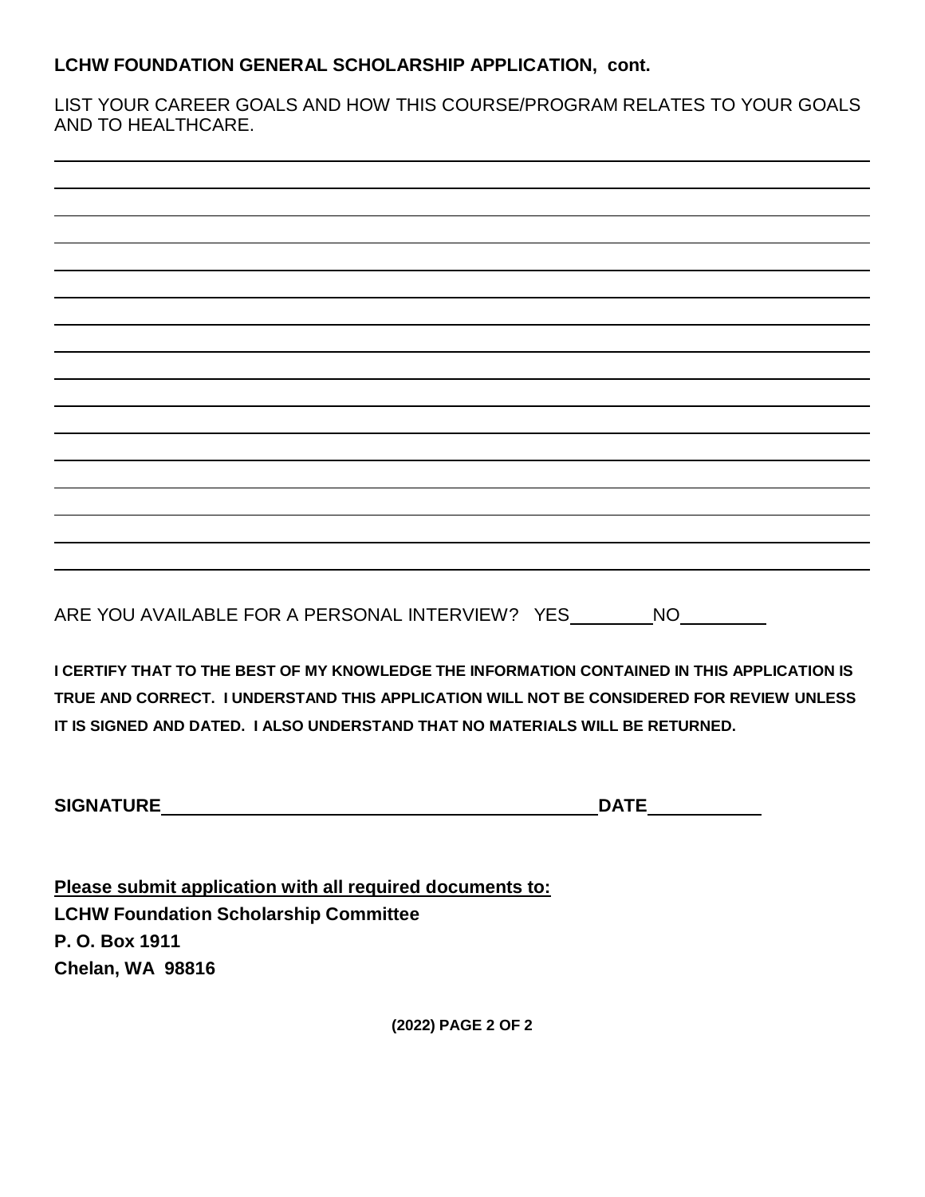**LCHW FOUNDATION GENERAL SCHOLARSHIP APPLICATION, cont.**

LIST YOUR CAREER GOALS AND HOW THIS COURSE/PROGRAM RELATES TO YOUR GOALS AND TO HEALTHCARE.

\_\_\_\_\_\_\_\_\_\_\_\_\_\_\_\_\_\_\_\_\_\_\_\_\_\_\_\_\_\_\_\_\_\_\_\_\_\_\_\_\_\_\_\_\_\_\_\_\_\_\_\_\_\_\_\_\_\_\_\_\_\_\_\_\_\_\_\_\_\_\_\_

\_\_\_\_\_\_\_\_\_\_\_\_\_\_\_\_\_\_\_\_\_\_\_\_\_\_\_\_\_\_\_\_\_\_\_\_\_\_\_\_\_\_\_\_\_\_\_\_\_\_\_\_\_\_\_\_\_\_\_\_\_\_\_\_\_\_\_\_\_\_\_\_

\_\_\_\_\_\_\_\_\_\_\_\_\_\_\_\_\_\_\_\_\_\_\_\_\_\_\_\_\_\_\_\_\_\_\_\_\_\_\_\_\_\_\_\_\_\_\_\_\_\_\_\_\_\_\_\_\_\_\_\_\_\_\_\_\_\_\_\_\_\_\_\_

\_\_\_\_\_\_\_\_\_\_\_\_\_\_\_\_\_\_\_\_\_\_\_\_\_\_\_\_\_\_\_\_\_\_\_\_\_\_\_\_\_\_\_\_\_\_\_\_\_\_\_\_\_\_\_\_\_\_\_\_\_\_\_\_\_\_\_\_\_\_\_\_

\_\_\_\_\_\_\_\_\_\_\_\_\_\_\_\_\_\_\_\_\_\_\_\_\_\_\_\_\_\_\_\_\_\_\_\_\_\_\_\_\_\_\_\_\_\_\_\_\_\_\_\_\_\_\_\_\_\_\_\_\_\_\_\_\_\_\_\_\_\_\_\_

\_\_\_\_\_\_\_\_\_\_\_\_\_\_\_\_\_\_\_\_\_\_\_\_\_\_\_\_\_\_\_\_\_\_\_\_\_\_\_\_\_\_\_\_\_\_\_\_\_\_\_\_\_\_\_\_\_\_\_\_\_\_\_\_\_\_\_\_\_\_\_\_

\_\_\_\_\_\_\_\_\_\_\_\_\_\_\_\_\_\_\_\_\_\_\_\_\_\_\_\_\_\_\_\_\_\_\_\_\_\_\_\_\_\_\_\_\_\_\_\_\_\_\_\_\_\_\_\_\_\_\_\_\_\_\_\_\_\_\_\_\_\_\_\_

\_\_\_\_\_\_\_\_\_\_\_\_\_\_\_\_\_\_\_\_\_\_\_\_\_\_\_\_\_\_\_\_\_\_\_\_\_\_\_\_\_\_\_\_\_\_\_\_\_\_\_\_\_\_\_\_\_\_\_\_\_\_\_\_\_\_\_\_\_\_\_\_

\_\_\_\_\_\_\_\_\_\_\_\_\_\_\_\_\_\_\_\_\_\_\_\_\_\_\_\_\_\_\_\_\_\_\_\_\_\_\_\_\_\_\_\_\_\_\_\_\_\_\_\_\_\_\_\_\_\_\_\_\_\_\_\_\_\_\_\_\_\_\_\_

\_\_\_\_\_\_\_\_\_\_\_\_\_\_\_\_\_\_\_\_\_\_\_\_\_\_\_\_\_\_\_\_\_\_\_\_\_\_\_\_\_\_\_\_\_\_\_\_\_\_\_\_\_\_\_\_\_\_\_\_\_\_\_\_\_\_\_\_\_\_\_\_

\_\_\_\_\_\_\_\_\_\_\_\_\_\_\_\_\_\_\_\_\_\_\_\_\_\_\_\_\_\_\_\_\_\_\_\_\_\_\_\_\_\_\_\_\_\_\_\_\_\_\_\_\_\_\_\_\_\_\_\_\_\_\_\_\_\_\_\_\_\_\_\_

\_\_\_\_\_\_\_\_\_\_\_\_\_\_\_\_\_\_\_\_\_\_\_\_\_\_\_\_\_\_\_\_\_\_\_\_\_\_\_\_\_\_\_\_\_\_\_\_\_\_\_\_\_\_\_\_\_\_\_\_\_\_\_\_\_\_\_\_\_\_\_\_

\_\_\_\_\_\_\_\_\_\_\_\_\_\_\_\_\_\_\_\_\_\_\_\_\_\_\_\_\_\_\_\_\_\_\_\_\_\_\_\_\_\_\_\_\_\_\_\_\_\_\_\_\_\_\_\_\_\_\_\_\_\_\_\_\_\_\_\_\_\_\_\_

\_\_\_\_\_\_\_\_\_\_\_\_\_\_\_\_\_\_\_\_\_\_\_\_\_\_\_\_\_\_\_\_\_\_\_\_\_\_\_\_\_\_\_\_\_\_\_\_\_\_\_\_\_\_\_\_\_\_\_\_\_\_\_\_\_\_\_\_\_\_\_\_

\_\_\_\_\_\_\_\_\_\_\_\_\_\_\_\_\_\_\_\_\_\_\_\_\_\_\_\_\_\_\_\_\_\_\_\_\_\_\_\_\_\_\_\_\_\_\_\_\_\_\_\_\_\_\_\_\_\_\_\_\_\_\_\_\_\_\_\_\_\_\_\_

\_\_\_\_\_\_\_\_\_\_\_\_\_\_\_\_\_\_\_\_\_\_\_\_\_\_\_\_\_\_\_\_\_\_\_\_\_\_\_\_\_\_\_\_\_\_\_\_\_\_\_\_\_\_\_\_\_\_\_\_\_\_\_\_\_\_\_\_\_\_\_\_

ARE YOU AVAILABLE FOR A PERSONAL INTERVIEW? YES\_\_\_\_\_\_\_\_ NO\_\_\_\_\_\_\_\_

**I CERTIFY THAT TO THE BEST OF MY KNOWLEDGE THE INFORMATION CONTAINED IN THIS APPLICATION IS TRUE AND CORRECT. I UNDERSTAND THIS APPLICATION WILL NOT BE CONSIDERED FOR REVIEW UNLESS IT IS SIGNED AND DATED. I ALSO UNDERSTAND THAT NO MATERIALS WILL BE RETURNED.**

**SIGNATURE**\_\_\_\_\_\_\_\_\_\_\_\_\_\_\_\_\_\_\_\_\_\_\_\_\_\_\_\_\_\_\_\_\_\_\_\_\_\_\_\_\_\_\_\_**DATE**\_\_\_\_\_\_\_\_\_\_\_\_

**<u>Please submit application with all required documents to:</u>**
**LCHW Foundation Scholarship Committee**
**P. O. Box 1911**
**Chelan, WA 98816**

**(2022)**